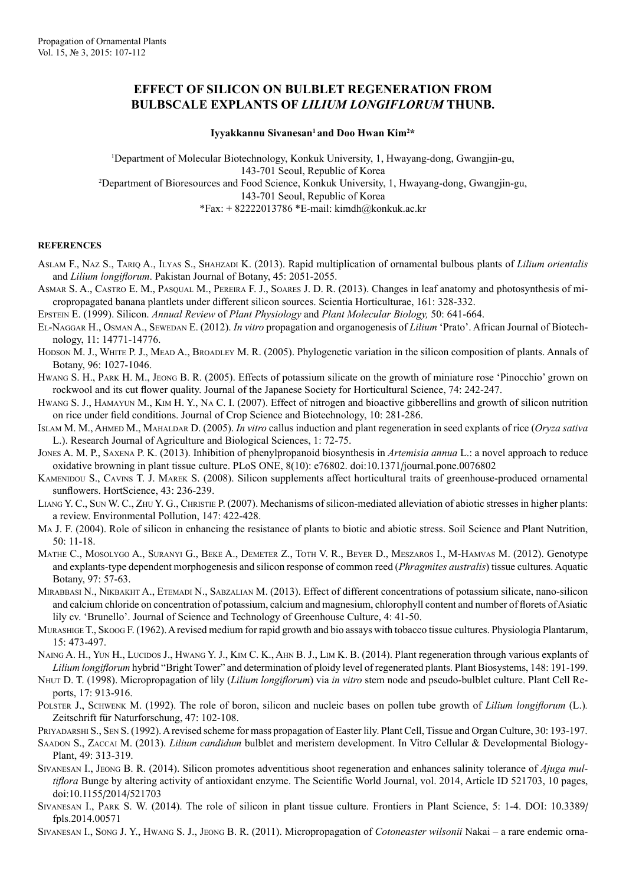# EFFECT OF SILICON ON BULBLET REGENERATION FROM BULBSCALE EXPLANTS OF *LILIUM LONGIFLORUM* THUNB.

**Iyyakkannu Sivanesan[1] and Doo Hwan Kim[2]***

[1]Department of Molecular Biotechnology, Konkuk University, 1, Hwayang-dong, Gwangjin-gu, 143-701 Seoul, Republic of Korea

[2]Department of Bioresources and Food Science, Konkuk University, 1, Hwayang-dong, Gwangjin-gu, 143-701 Seoul, Republic of Korea

*Fax: + 82222013786 *E-mail: kimdh@konkuk.ac.kr

**REFERENCES**

Aslam F., Naz S., Tariq A., Ilyas S., Shahzadi K. (2013). Rapid multiplication of ornamental bulbous plants of *Lilium orientalis* and *Lilium longiflorum*. Pakistan Journal of Botany, 45: 2051-2055.

Asmar S. A., Castro E. M., Pasqual M., Pereira F. J., Soares J. D. R. (2013). Changes in leaf anatomy and photosynthesis of micropropagated banana plantlets under different silicon sources. Scientia Horticulturae, 161: 328-332.

Epstein E. (1999). Silicon. *Annual Review* of *Plant Physiology* and *Plant Molecular Biology,* 50: 641-664.

El-Naggar H., Osman A., Sewedan E. (2012). *In vitro* propagation and organogenesis of *Lilium* 'Prato'. African Journal of Biotechnology, 11: 14771-14776.

Hodson M. J., White P. J., Mead A., Broadley M. R. (2005). Phylogenetic variation in the silicon composition of plants. Annals of Botany, 96: 1027-1046.

Hwang S. H., Park H. M., Jeong B. R. (2005). Effects of potassium silicate on the growth of miniature rose 'Pinocchio' grown on rockwool and its cut flower quality. Journal of the Japanese Society for Horticultural Science, 74: 242-247.

Hwang S. J., Hamayun M., Kim H. Y., Na C. I. (2007). Effect of nitrogen and bioactive gibberellins and growth of silicon nutrition on rice under field conditions. Journal of Crop Science and Biotechnology, 10: 281-286.

Islam M. M., Ahmed M., Mahaldar D. (2005). *In vitro* callus induction and plant regeneration in seed explants of rice (*Oryza sativa* L.). Research Journal of Agriculture and Biological Sciences, 1: 72-75.

Jones A. M. P., Saxena P. K. (2013). Inhibition of phenylpropanoid biosynthesis in *Artemisia annua* L.: a novel approach to reduce oxidative browning in plant tissue culture. PLoS ONE, 8(10): e76802. doi:10.1371/journal.pone.0076802

Kamenidou S., Cavins T. J. Marek S. (2008). Silicon supplements affect horticultural traits of greenhouse-produced ornamental sunflowers. HortScience, 43: 236-239.

Liang Y. C., Sun W. C., Zhu Y. G., Christie P. (2007). Mechanisms of silicon-mediated alleviation of abiotic stresses in higher plants: a review. Environmental Pollution, 147: 422-428.

Ma J. F. (2004). Role of silicon in enhancing the resistance of plants to biotic and abiotic stress. Soil Science and Plant Nutrition, 50: 11-18.

Mathe C., Mosolygo A., Suranyi G., Beke A., Demeter Z., Toth V. R., Beyer D., Meszaros I., M-Hamvas M. (2012). Genotype and explants-type dependent morphogenesis and silicon response of common reed (*Phragmites australis*) tissue cultures. Aquatic Botany, 97: 57-63.

Mirabbasi N., Nikbakht A., Etemadi N., Sabzalian M. (2013). Effect of different concentrations of potassium silicate, nano-silicon and calcium chloride on concentration of potassium, calcium and magnesium, chlorophyll content and number of florets of Asiatic lily cv. 'Brunello'. Journal of Science and Technology of Greenhouse Culture, 4: 41-50.

Murashige T., Skoog F. (1962). A revised medium for rapid growth and bio assays with tobacco tissue cultures. Physiologia Plantarum, 15: 473-497.

Naing A. H., Yun H., Lucidos J., Hwang Y. J., Kim C. K., Ahn B. J., Lim K. B. (2014). Plant regeneration through various explants of *Lilium longiflorum* hybrid "Bright Tower" and determination of ploidy level of regenerated plants. Plant Biosystems, 148: 191-199.

Nhut D. T. (1998). Micropropagation of lily (*Lilium longiflorum*) via *in vitro* stem node and pseudo-bulblet culture. Plant Cell Reports, 17: 913-916.

Polster J., Schwenk M. (1992). The role of boron, silicon and nucleic bases on pollen tube growth of *Lilium longiflorum* (L.). Zeitschrift für Naturforschung, 47: 102-108.

Priyadarshi S., Sen S. (1992). A revised scheme for mass propagation of Easter lily. Plant Cell, Tissue and Organ Culture, 30: 193-197.

Saadon S., Zaccai M. (2013). *Lilium candidum* bulblet and meristem development. In Vitro Cellular & Developmental Biology-Plant, 49: 313-319.

Sivanesan I., Jeong B. R. (2014). Silicon promotes adventitious shoot regeneration and enhances salinity tolerance of *Ajuga multiflora* Bunge by altering activity of antioxidant enzyme. The Scientific World Journal, vol. 2014, Article ID 521703, 10 pages, doi:10.1155/2014/521703

Sivanesan I., Park S. W. (2014). The role of silicon in plant tissue culture. Frontiers in Plant Science, 5: 1-4. DOI: 10.3389/fpls.2014.00571

Sivanesan I., Song J. Y., Hwang S. J., Jeong B. R. (2011). Micropropagation of *Cotoneaster wilsonii* Nakai – a rare endemic orna-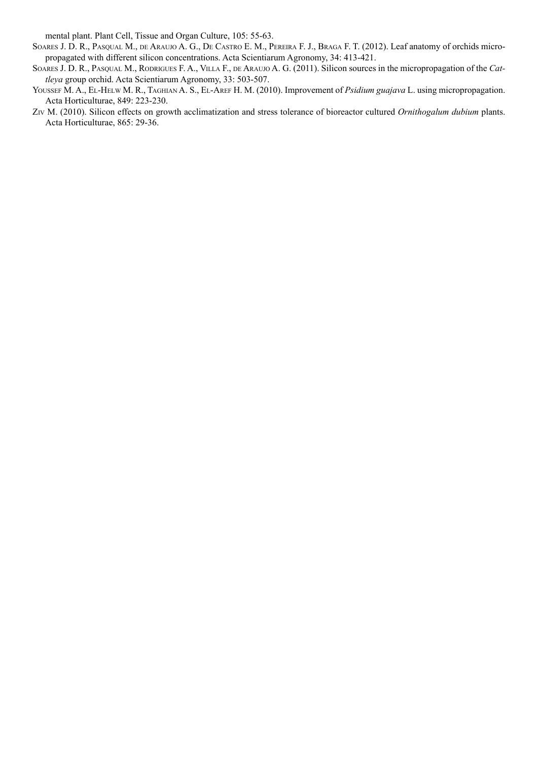mental plant. Plant Cell, Tissue and Organ Culture, 105: 55-63.

Soares J. D. R., Pasqual M., de Araujo A. G., De Castro E. M., Pereira F. J., Braga F. T. (2012). Leaf anatomy of orchids micropropagated with different silicon concentrations. Acta Scientiarum Agronomy, 34: 413-421.

Soares J. D. R., Pasqual M., Rodrigues F. A., Villa F., de Araujo A. G. (2011). Silicon sources in the micropropagation of the *Cattleya* group orchid. Acta Scientiarum Agronomy, 33: 503-507.

Youssef M. A., El-Helw M. R., Taghian A. S., El-Aref H. M. (2010). Improvement of *Psidium guajava* L. using micropropagation. Acta Horticulturae, 849: 223-230.

Ziv M. (2010). Silicon effects on growth acclimatization and stress tolerance of bioreactor cultured *Ornithogalum dubium* plants. Acta Horticulturae, 865: 29-36.